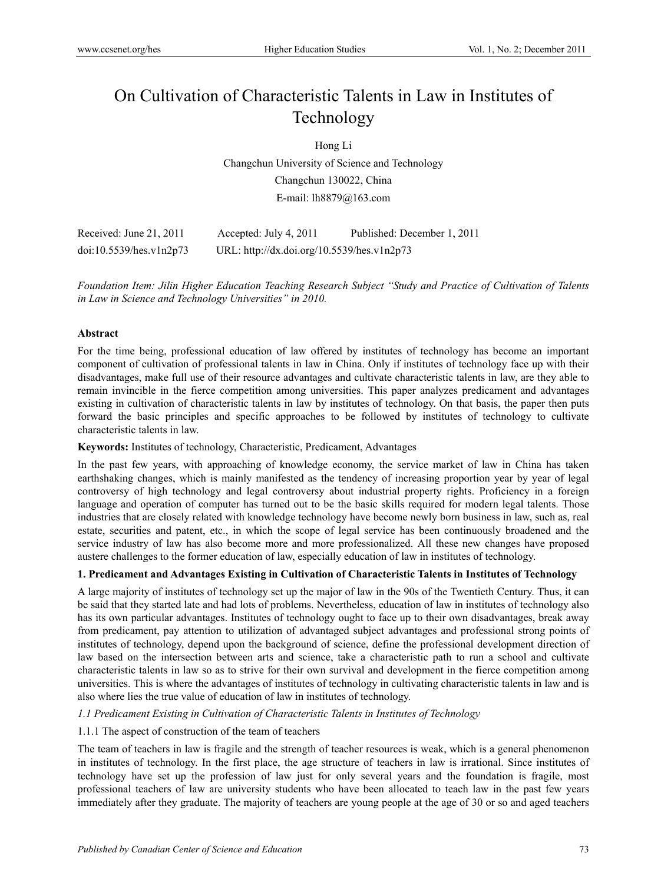# On Cultivation of Characteristic Talents in Law in Institutes of Technology

Hong Li

Changchun University of Science and Technology

Changchun 130022, China

E-mail: lh8879@163.com

Received: June 21, 2011 Accepted: July 4, 2011 Published: December 1, 2011

doi:10.5539/hes.v1n2p73 URL: http://dx.doi.org/10.5539/hes.v1n2p73

*Foundation Item: Jilin Higher Education Teaching Research Subject "Study and Practice of Cultivation of Talents in Law in Science and Technology Universities" in 2010.*

## Abstract

For the time being, professional education of law offered by institutes of technology has become an important component of cultivation of professional talents in law in China. Only if institutes of technology face up with their disadvantages, make full use of their resource advantages and cultivate characteristic talents in law, are they able to remain invincible in the fierce competition among universities. This paper analyzes predicament and advantages existing in cultivation of characteristic talents in law by institutes of technology. On that basis, the paper then puts forward the basic principles and specific approaches to be followed by institutes of technology to cultivate characteristic talents in law.

**Keywords:** Institutes of technology, Characteristic, Predicament, Advantages

In the past few years, with approaching of knowledge economy, the service market of law in China has taken earthshaking changes, which is mainly manifested as the tendency of increasing proportion year by year of legal controversy of high technology and legal controversy about industrial property rights. Proficiency in a foreign language and operation of computer has turned out to be the basic skills required for modern legal talents. Those industries that are closely related with knowledge technology have become newly born business in law, such as, real estate, securities and patent, etc., in which the scope of legal service has been continuously broadened and the service industry of law has also become more and more professionalized. All these new changes have proposed austere challenges to the former education of law, especially education of law in institutes of technology.

## 1. Predicament and Advantages Existing in Cultivation of Characteristic Talents in Institutes of Technology

A large majority of institutes of technology set up the major of law in the 90s of the Twentieth Century. Thus, it can be said that they started late and had lots of problems. Nevertheless, education of law in institutes of technology also has its own particular advantages. Institutes of technology ought to face up to their own disadvantages, break away from predicament, pay attention to utilization of advantaged subject advantages and professional strong points of institutes of technology, depend upon the background of science, define the professional development direction of law based on the intersection between arts and science, take a characteristic path to run a school and cultivate characteristic talents in law so as to strive for their own survival and development in the fierce competition among universities. This is where the advantages of institutes of technology in cultivating characteristic talents in law and is also where lies the true value of education of law in institutes of technology.

### *1.1 Predicament Existing in Cultivation of Characteristic Talents in Institutes of Technology*

#### 1.1.1 The aspect of construction of the team of teachers

The team of teachers in law is fragile and the strength of teacher resources is weak, which is a general phenomenon in institutes of technology. In the first place, the age structure of teachers in law is irrational. Since institutes of technology have set up the profession of law just for only several years and the foundation is fragile, most professional teachers of law are university students who have been allocated to teach law in the past few years immediately after they graduate. The majority of teachers are young people at the age of 30 or so and aged teachers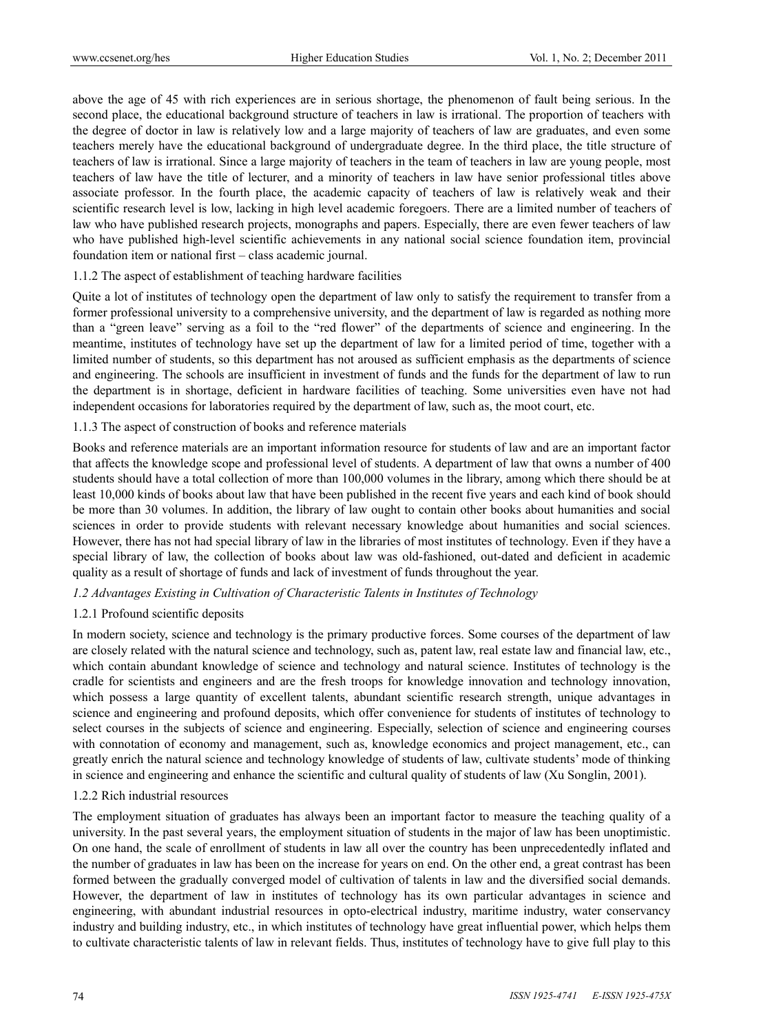above the age of 45 with rich experiences are in serious shortage, the phenomenon of fault being serious. In the second place, the educational background structure of teachers in law is irrational. The proportion of teachers with the degree of doctor in law is relatively low and a large majority of teachers of law are graduates, and even some teachers merely have the educational background of undergraduate degree. In the third place, the title structure of teachers of law is irrational. Since a large majority of teachers in the team of teachers in law are young people, most teachers of law have the title of lecturer, and a minority of teachers in law have senior professional titles above associate professor. In the fourth place, the academic capacity of teachers of law is relatively weak and their scientific research level is low, lacking in high level academic foregoers. There are a limited number of teachers of law who have published research projects, monographs and papers. Especially, there are even fewer teachers of law who have published high-level scientific achievements in any national social science foundation item, provincial foundation item or national first – class academic journal.

#### 1.1.2 The aspect of establishment of teaching hardware facilities

Quite a lot of institutes of technology open the department of law only to satisfy the requirement to transfer from a former professional university to a comprehensive university, and the department of law is regarded as nothing more than a "green leave" serving as a foil to the "red flower" of the departments of science and engineering. In the meantime, institutes of technology have set up the department of law for a limited period of time, together with a limited number of students, so this department has not aroused as sufficient emphasis as the departments of science and engineering. The schools are insufficient in investment of funds and the funds for the department of law to run the department is in shortage, deficient in hardware facilities of teaching. Some universities even have not had independent occasions for laboratories required by the department of law, such as, the moot court, etc.

#### 1.1.3 The aspect of construction of books and reference materials

Books and reference materials are an important information resource for students of law and are an important factor that affects the knowledge scope and professional level of students. A department of law that owns a number of 400 students should have a total collection of more than 100,000 volumes in the library, among which there should be at least 10,000 kinds of books about law that have been published in the recent five years and each kind of book should be more than 30 volumes. In addition, the library of law ought to contain other books about humanities and social sciences in order to provide students with relevant necessary knowledge about humanities and social sciences. However, there has not had special library of law in the libraries of most institutes of technology. Even if they have a special library of law, the collection of books about law was old-fashioned, out-dated and deficient in academic quality as a result of shortage of funds and lack of investment of funds throughout the year.

### *1.2 Advantages Existing in Cultivation of Characteristic Talents in Institutes of Technology*

#### 1.2.1 Profound scientific deposits

In modern society, science and technology is the primary productive forces. Some courses of the department of law are closely related with the natural science and technology, such as, patent law, real estate law and financial law, etc., which contain abundant knowledge of science and technology and natural science. Institutes of technology is the cradle for scientists and engineers and are the fresh troops for knowledge innovation and technology innovation, which possess a large quantity of excellent talents, abundant scientific research strength, unique advantages in science and engineering and profound deposits, which offer convenience for students of institutes of technology to select courses in the subjects of science and engineering. Especially, selection of science and engineering courses with connotation of economy and management, such as, knowledge economics and project management, etc., can greatly enrich the natural science and technology knowledge of students of law, cultivate students' mode of thinking in science and engineering and enhance the scientific and cultural quality of students of law (Xu Songlin, 2001).

#### 1.2.2 Rich industrial resources

The employment situation of graduates has always been an important factor to measure the teaching quality of a university. In the past several years, the employment situation of students in the major of law has been unoptimistic. On one hand, the scale of enrollment of students in law all over the country has been unprecedentedly inflated and the number of graduates in law has been on the increase for years on end. On the other end, a great contrast has been formed between the gradually converged model of cultivation of talents in law and the diversified social demands. However, the department of law in institutes of technology has its own particular advantages in science and engineering, with abundant industrial resources in opto-electrical industry, maritime industry, water conservancy industry and building industry, etc., in which institutes of technology have great influential power, which helps them to cultivate characteristic talents of law in relevant fields. Thus, institutes of technology have to give full play to this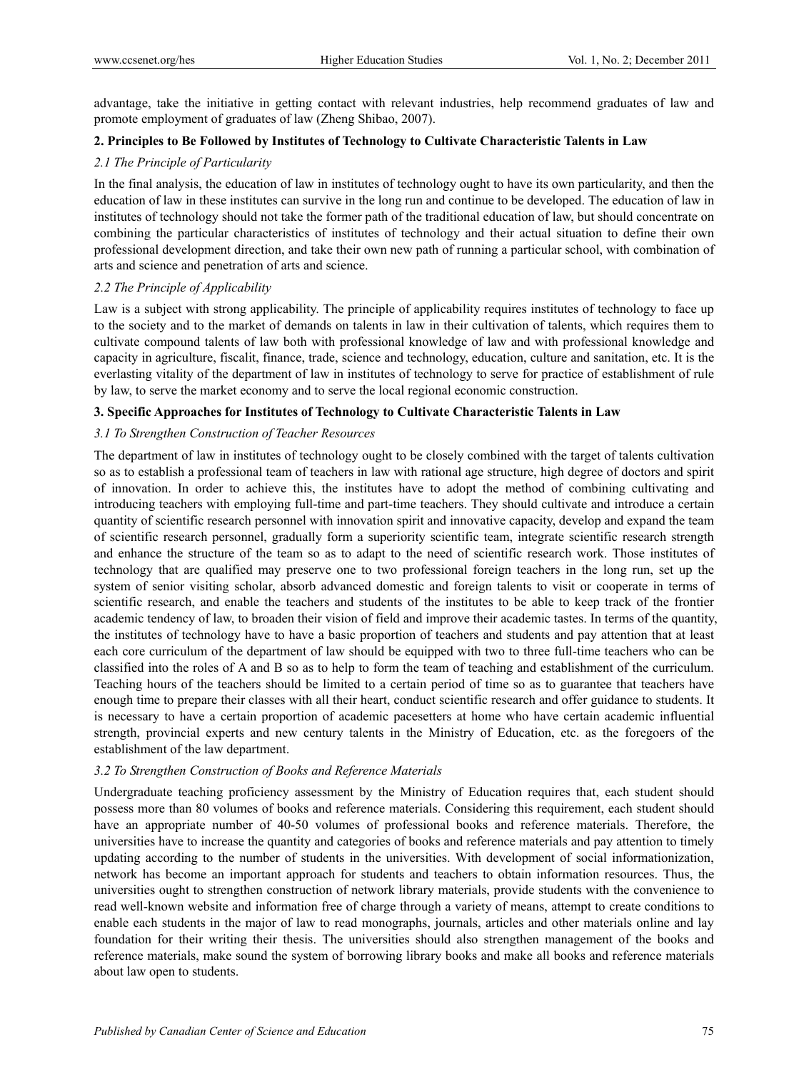advantage, take the initiative in getting contact with relevant industries, help recommend graduates of law and promote employment of graduates of law (Zheng Shibao, 2007).

### 2. Principles to Be Followed by Institutes of Technology to Cultivate Characteristic Talents in Law

#### *2.1 The Principle of Particularity*

In the final analysis, the education of law in institutes of technology ought to have its own particularity, and then the education of law in these institutes can survive in the long run and continue to be developed. The education of law in institutes of technology should not take the former path of the traditional education of law, but should concentrate on combining the particular characteristics of institutes of technology and their actual situation to define their own professional development direction, and take their own new path of running a particular school, with combination of arts and science and penetration of arts and science.

#### *2.2 The Principle of Applicability*

Law is a subject with strong applicability. The principle of applicability requires institutes of technology to face up to the society and to the market of demands on talents in law in their cultivation of talents, which requires them to cultivate compound talents of law both with professional knowledge of law and with professional knowledge and capacity in agriculture, fiscalit, finance, trade, science and technology, education, culture and sanitation, etc. It is the everlasting vitality of the department of law in institutes of technology to serve for practice of establishment of rule by law, to serve the market economy and to serve the local regional economic construction.

### 3. Specific Approaches for Institutes of Technology to Cultivate Characteristic Talents in Law

#### *3.1 To Strengthen Construction of Teacher Resources*

The department of law in institutes of technology ought to be closely combined with the target of talents cultivation so as to establish a professional team of teachers in law with rational age structure, high degree of doctors and spirit of innovation. In order to achieve this, the institutes have to adopt the method of combining cultivating and introducing teachers with employing full-time and part-time teachers. They should cultivate and introduce a certain quantity of scientific research personnel with innovation spirit and innovative capacity, develop and expand the team of scientific research personnel, gradually form a superiority scientific team, integrate scientific research strength and enhance the structure of the team so as to adapt to the need of scientific research work. Those institutes of technology that are qualified may preserve one to two professional foreign teachers in the long run, set up the system of senior visiting scholar, absorb advanced domestic and foreign talents to visit or cooperate in terms of scientific research, and enable the teachers and students of the institutes to be able to keep track of the frontier academic tendency of law, to broaden their vision of field and improve their academic tastes. In terms of the quantity, the institutes of technology have to have a basic proportion of teachers and students and pay attention that at least each core curriculum of the department of law should be equipped with two to three full-time teachers who can be classified into the roles of A and B so as to help to form the team of teaching and establishment of the curriculum. Teaching hours of the teachers should be limited to a certain period of time so as to guarantee that teachers have enough time to prepare their classes with all their heart, conduct scientific research and offer guidance to students. It is necessary to have a certain proportion of academic pacesetters at home who have certain academic influential strength, provincial experts and new century talents in the Ministry of Education, etc. as the foregoers of the establishment of the law department.

#### *3.2 To Strengthen Construction of Books and Reference Materials*

Undergraduate teaching proficiency assessment by the Ministry of Education requires that, each student should possess more than 80 volumes of books and reference materials. Considering this requirement, each student should have an appropriate number of 40-50 volumes of professional books and reference materials. Therefore, the universities have to increase the quantity and categories of books and reference materials and pay attention to timely updating according to the number of students in the universities. With development of social informationization, network has become an important approach for students and teachers to obtain information resources. Thus, the universities ought to strengthen construction of network library materials, provide students with the convenience to read well-known website and information free of charge through a variety of means, attempt to create conditions to enable each students in the major of law to read monographs, journals, articles and other materials online and lay foundation for their writing their thesis. The universities should also strengthen management of the books and reference materials, make sound the system of borrowing library books and make all books and reference materials about law open to students.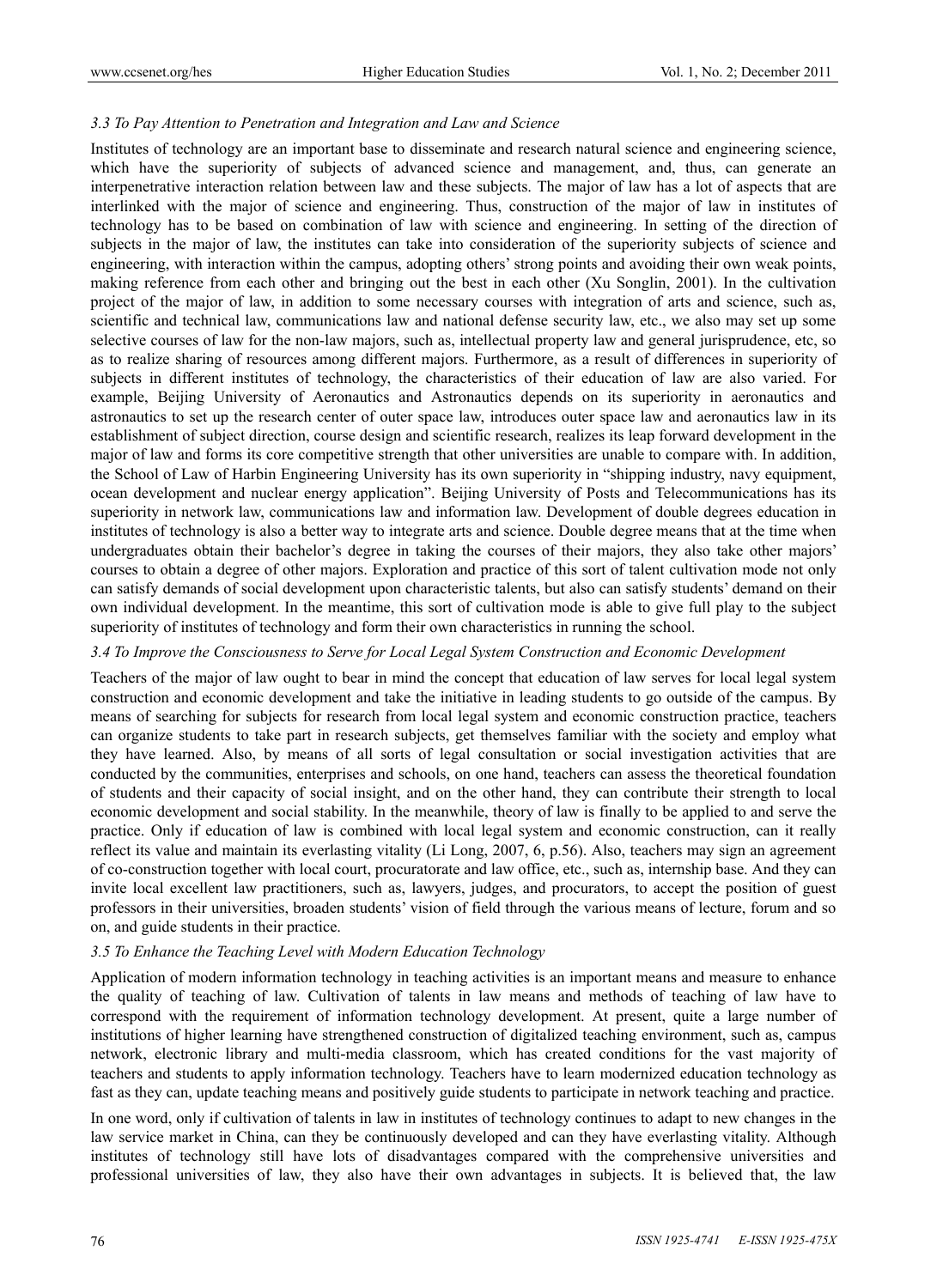### *3.3 To Pay Attention to Penetration and Integration and Law and Science*

Institutes of technology are an important base to disseminate and research natural science and engineering science, which have the superiority of subjects of advanced science and management, and, thus, can generate an interpenetrative interaction relation between law and these subjects. The major of law has a lot of aspects that are interlinked with the major of science and engineering. Thus, construction of the major of law in institutes of technology has to be based on combination of law with science and engineering. In setting of the direction of subjects in the major of law, the institutes can take into consideration of the superiority subjects of science and engineering, with interaction within the campus, adopting others' strong points and avoiding their own weak points, making reference from each other and bringing out the best in each other (Xu Songlin, 2001). In the cultivation project of the major of law, in addition to some necessary courses with integration of arts and science, such as, scientific and technical law, communications law and national defense security law, etc., we also may set up some selective courses of law for the non-law majors, such as, intellectual property law and general jurisprudence, etc, so as to realize sharing of resources among different majors. Furthermore, as a result of differences in superiority of subjects in different institutes of technology, the characteristics of their education of law are also varied. For example, Beijing University of Aeronautics and Astronautics depends on its superiority in aeronautics and astronautics to set up the research center of outer space law, introduces outer space law and aeronautics law in its establishment of subject direction, course design and scientific research, realizes its leap forward development in the major of law and forms its core competitive strength that other universities are unable to compare with. In addition, the School of Law of Harbin Engineering University has its own superiority in "shipping industry, navy equipment, ocean development and nuclear energy application". Beijing University of Posts and Telecommunications has its superiority in network law, communications law and information law. Development of double degrees education in institutes of technology is also a better way to integrate arts and science. Double degree means that at the time when undergraduates obtain their bachelor's degree in taking the courses of their majors, they also take other majors' courses to obtain a degree of other majors. Exploration and practice of this sort of talent cultivation mode not only can satisfy demands of social development upon characteristic talents, but also can satisfy students' demand on their own individual development. In the meantime, this sort of cultivation mode is able to give full play to the subject superiority of institutes of technology and form their own characteristics in running the school.

### *3.4 To Improve the Consciousness to Serve for Local Legal System Construction and Economic Development*

Teachers of the major of law ought to bear in mind the concept that education of law serves for local legal system construction and economic development and take the initiative in leading students to go outside of the campus. By means of searching for subjects for research from local legal system and economic construction practice, teachers can organize students to take part in research subjects, get themselves familiar with the society and employ what they have learned. Also, by means of all sorts of legal consultation or social investigation activities that are conducted by the communities, enterprises and schools, on one hand, teachers can assess the theoretical foundation of students and their capacity of social insight, and on the other hand, they can contribute their strength to local economic development and social stability. In the meanwhile, theory of law is finally to be applied to and serve the practice. Only if education of law is combined with local legal system and economic construction, can it really reflect its value and maintain its everlasting vitality (Li Long, 2007, 6, p.56). Also, teachers may sign an agreement of co-construction together with local court, procuratorate and law office, etc., such as, internship base. And they can invite local excellent law practitioners, such as, lawyers, judges, and procurators, to accept the position of guest professors in their universities, broaden students' vision of field through the various means of lecture, forum and so on, and guide students in their practice.

### *3.5 To Enhance the Teaching Level with Modern Education Technology*

Application of modern information technology in teaching activities is an important means and measure to enhance the quality of teaching of law. Cultivation of talents in law means and methods of teaching of law have to correspond with the requirement of information technology development. At present, quite a large number of institutions of higher learning have strengthened construction of digitalized teaching environment, such as, campus network, electronic library and multi-media classroom, which has created conditions for the vast majority of teachers and students to apply information technology. Teachers have to learn modernized education technology as fast as they can, update teaching means and positively guide students to participate in network teaching and practice.

In one word, only if cultivation of talents in law in institutes of technology continues to adapt to new changes in the law service market in China, can they be continuously developed and can they have everlasting vitality. Although institutes of technology still have lots of disadvantages compared with the comprehensive universities and professional universities of law, they also have their own advantages in subjects. It is believed that, the law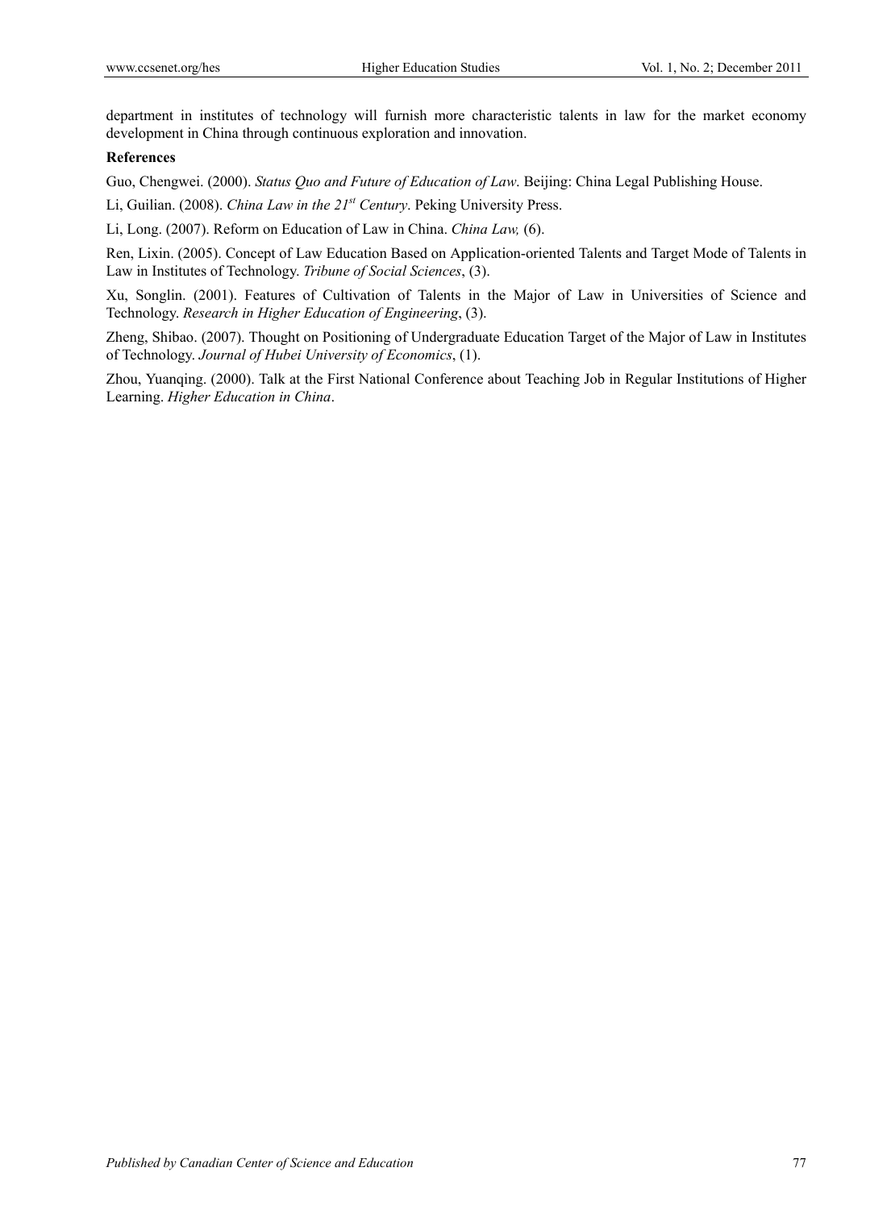department in institutes of technology will furnish more characteristic talents in law for the market economy development in China through continuous exploration and innovation.

**References**

Guo, Chengwei. (2000). *Status Quo and Future of Education of Law*. Beijing: China Legal Publishing House.

Li, Guilian. (2008). *China Law in the 21st Century*. Peking University Press.

Li, Long. (2007). Reform on Education of Law in China. *China Law,* (6).

Ren, Lixin. (2005). Concept of Law Education Based on Application-oriented Talents and Target Mode of Talents in Law in Institutes of Technology. *Tribune of Social Sciences*, (3).

Xu, Songlin. (2001). Features of Cultivation of Talents in the Major of Law in Universities of Science and Technology. *Research in Higher Education of Engineering*, (3).

Zheng, Shibao. (2007). Thought on Positioning of Undergraduate Education Target of the Major of Law in Institutes of Technology. *Journal of Hubei University of Economics*, (1).

Zhou, Yuanqing. (2000). Talk at the First National Conference about Teaching Job in Regular Institutions of Higher Learning. *Higher Education in China*.